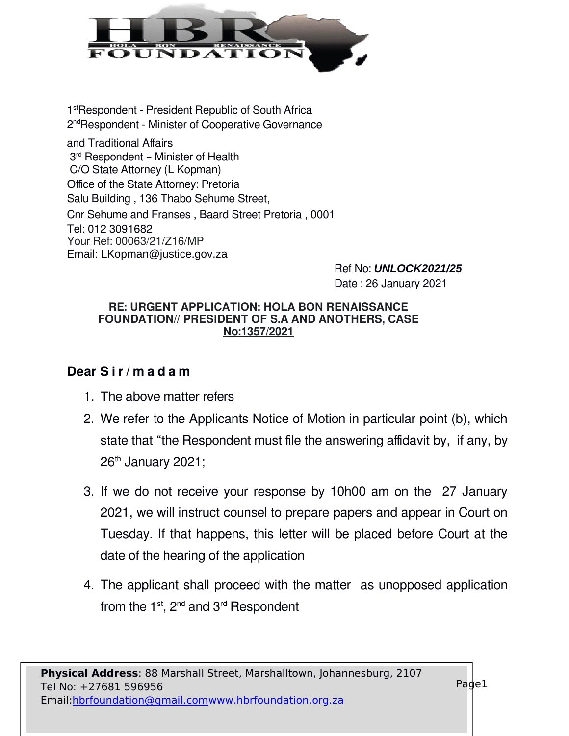HBR HOLA BON RENAISSANCE FOUNDATION

1st Respondent - President Republic of South Africa
2nd Respondent - Minister of Cooperative Governance and Traditional Affairs
3rd Respondent – Minister of Health
C/O State Attorney (L Kopman)
Office of the State Attorney: Pretoria
Salu Building , 136 Thabo Sehume Street,
Cnr Sehume and Franses , Baard Street Pretoria , 0001
Tel: 012 3091682
Your Ref: 00063/21/Z16/MP
Email: LKopman@justice.gov.za

Ref No: ***UNLOCK2021/25***
Date : 26 January 2021

**RE: URGENT APPLICATION: HOLA BON RENAISSANCE FOUNDATION// PRESIDENT OF S.A AND ANOTHERS, CASE No:1357/2021**

**Dear Sir/madam**

1. The above matter refers
2. We refer to the Applicants Notice of Motion in particular point (b), which state that "the Respondent must file the answering affidavit by, if any, by 26th January 2021;
3. If we do not receive your response by 10h00 am on the 27 January 2021, we will instruct counsel to prepare papers and appear in Court on Tuesday. If that happens, this letter will be placed before Court at the date of the hearing of the application
4. The applicant shall proceed with the matter as unopposed application from the 1st, 2nd and 3rd Respondent

**Physical Address**: 88 Marshall Street, Marshalltown, Johannesburg, 2107
Tel No: +27681 596956
Email:hbrfoundation@gmail.com www.hbrfoundation.org.za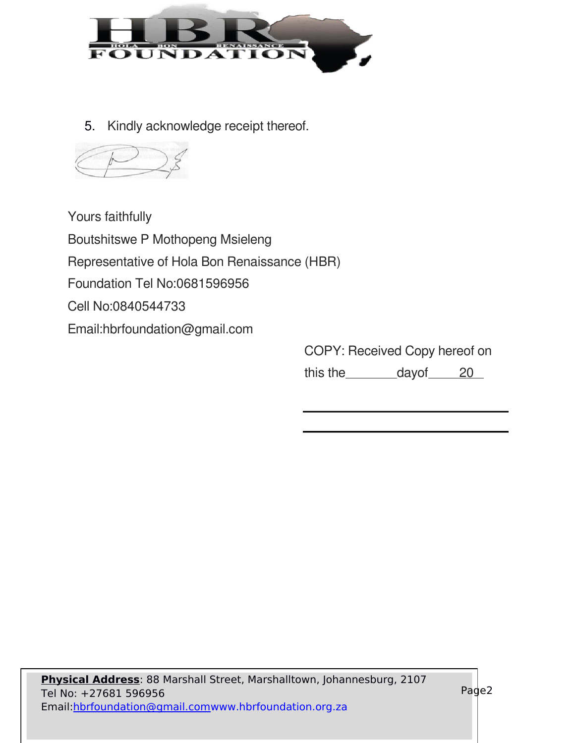5. Kindly acknowledge receipt thereof.

Yours faithfully

Boutshitswe P Mothopeng Msieleng

Representative of Hola Bon Renaissance (HBR)

Foundation Tel No:0681596956

Cell No:0840544733

Email:hbrfoundation@gmail.com

COPY: Received Copy hereof on

this the________dayof_____20__

________________________________

________________________________

**Physical Address**: 88 Marshall Street, Marshalltown, Johannesburg, 2107
Tel No: +27681 596956
Email:hbrfoundation@gmail.comwww.hbrfoundation.org.za